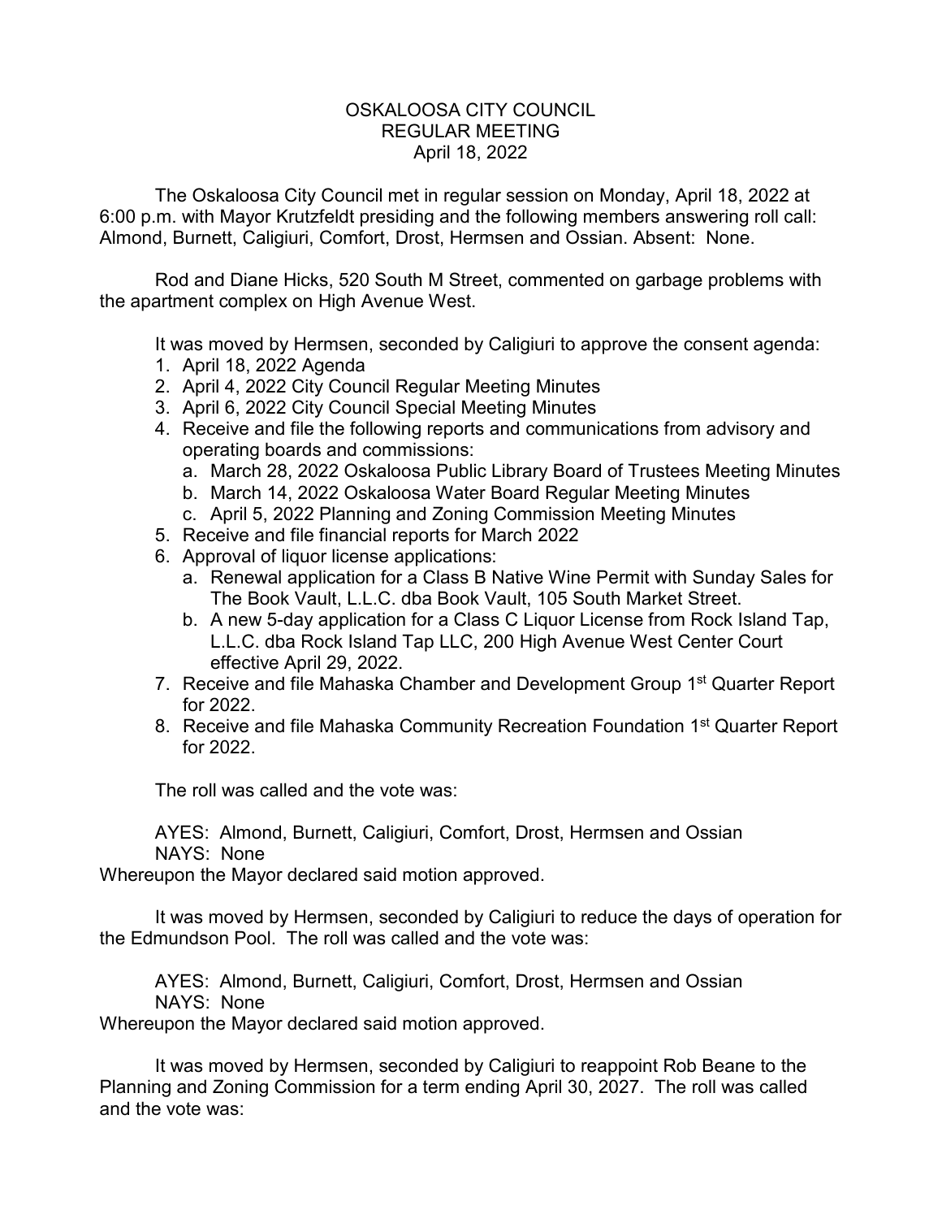# OSKALOOSA CITY COUNCIL
## REGULAR MEETING
### April 18, 2022

The Oskaloosa City Council met in regular session on Monday, April 18, 2022 at 6:00 p.m. with Mayor Krutzfeldt presiding and the following members answering roll call: Almond, Burnett, Caligiuri, Comfort, Drost, Hermsen and Ossian. Absent: None.

Rod and Diane Hicks, 520 South M Street, commented on garbage problems with the apartment complex on High Avenue West.

It was moved by Hermsen, seconded by Caligiuri to approve the consent agenda:

1. April 18, 2022 Agenda
2. April 4, 2022 City Council Regular Meeting Minutes
3. April 6, 2022 City Council Special Meeting Minutes
4. Receive and file the following reports and communications from advisory and operating boards and commissions:
   a. March 28, 2022 Oskaloosa Public Library Board of Trustees Meeting Minutes
   b. March 14, 2022 Oskaloosa Water Board Regular Meeting Minutes
   c. April 5, 2022 Planning and Zoning Commission Meeting Minutes
5. Receive and file financial reports for March 2022
6. Approval of liquor license applications:
   a. Renewal application for a Class B Native Wine Permit with Sunday Sales for The Book Vault, L.L.C. dba Book Vault, 105 South Market Street.
   b. A new 5-day application for a Class C Liquor License from Rock Island Tap, L.L.C. dba Rock Island Tap LLC, 200 High Avenue West Center Court effective April 29, 2022.
7. Receive and file Mahaska Chamber and Development Group 1st Quarter Report for 2022.
8. Receive and file Mahaska Community Recreation Foundation 1st Quarter Report for 2022.

The roll was called and the vote was:

AYES: Almond, Burnett, Caligiuri, Comfort, Drost, Hermsen and Ossian
NAYS: None

Whereupon the Mayor declared said motion approved.

It was moved by Hermsen, seconded by Caligiuri to reduce the days of operation for the Edmundson Pool. The roll was called and the vote was:

AYES: Almond, Burnett, Caligiuri, Comfort, Drost, Hermsen and Ossian
NAYS: None

Whereupon the Mayor declared said motion approved.

It was moved by Hermsen, seconded by Caligiuri to reappoint Rob Beane to the Planning and Zoning Commission for a term ending April 30, 2027. The roll was called and the vote was: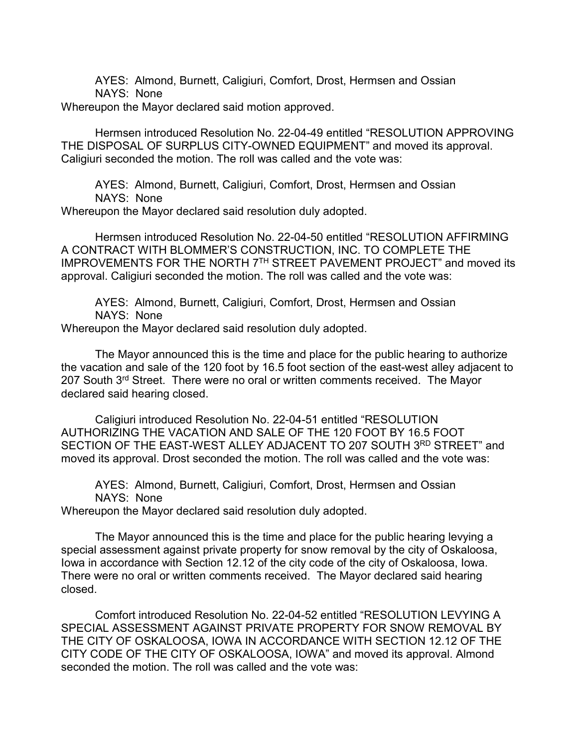AYES: Almond, Burnett, Caligiuri, Comfort, Drost, Hermsen and Ossian
NAYS: None
Whereupon the Mayor declared said motion approved.

Hermsen introduced Resolution No. 22-04-49 entitled "RESOLUTION APPROVING THE DISPOSAL OF SURPLUS CITY-OWNED EQUIPMENT" and moved its approval. Caligiuri seconded the motion. The roll was called and the vote was:

AYES: Almond, Burnett, Caligiuri, Comfort, Drost, Hermsen and Ossian
NAYS: None
Whereupon the Mayor declared said resolution duly adopted.

Hermsen introduced Resolution No. 22-04-50 entitled "RESOLUTION AFFIRMING A CONTRACT WITH BLOMMER'S CONSTRUCTION, INC. TO COMPLETE THE IMPROVEMENTS FOR THE NORTH 7TH STREET PAVEMENT PROJECT" and moved its approval. Caligiuri seconded the motion. The roll was called and the vote was:

AYES: Almond, Burnett, Caligiuri, Comfort, Drost, Hermsen and Ossian
NAYS: None
Whereupon the Mayor declared said resolution duly adopted.

The Mayor announced this is the time and place for the public hearing to authorize the vacation and sale of the 120 foot by 16.5 foot section of the east-west alley adjacent to 207 South 3rd Street. There were no oral or written comments received. The Mayor declared said hearing closed.

Caligiuri introduced Resolution No. 22-04-51 entitled "RESOLUTION AUTHORIZING THE VACATION AND SALE OF THE 120 FOOT BY 16.5 FOOT SECTION OF THE EAST-WEST ALLEY ADJACENT TO 207 SOUTH 3RD STREET" and moved its approval. Drost seconded the motion. The roll was called and the vote was:

AYES: Almond, Burnett, Caligiuri, Comfort, Drost, Hermsen and Ossian
NAYS: None
Whereupon the Mayor declared said resolution duly adopted.

The Mayor announced this is the time and place for the public hearing levying a special assessment against private property for snow removal by the city of Oskaloosa, Iowa in accordance with Section 12.12 of the city code of the city of Oskaloosa, Iowa. There were no oral or written comments received. The Mayor declared said hearing closed.

Comfort introduced Resolution No. 22-04-52 entitled "RESOLUTION LEVYING A SPECIAL ASSESSMENT AGAINST PRIVATE PROPERTY FOR SNOW REMOVAL BY THE CITY OF OSKALOOSA, IOWA IN ACCORDANCE WITH SECTION 12.12 OF THE CITY CODE OF THE CITY OF OSKALOOSA, IOWA" and moved its approval. Almond seconded the motion. The roll was called and the vote was: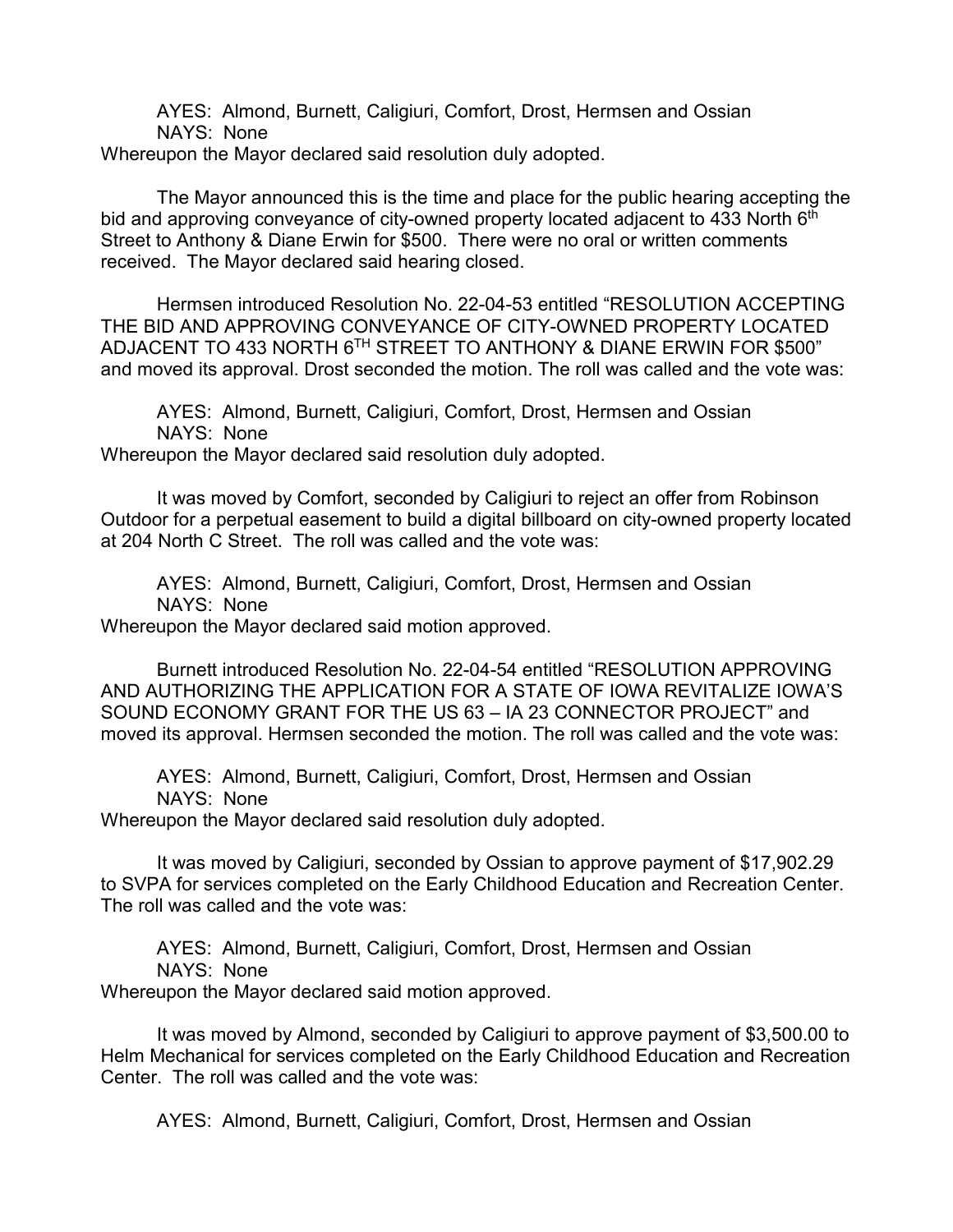AYES: Almond, Burnett, Caligiuri, Comfort, Drost, Hermsen and Ossian
NAYS: None
Whereupon the Mayor declared said resolution duly adopted.

The Mayor announced this is the time and place for the public hearing accepting the bid and approving conveyance of city-owned property located adjacent to 433 North 6th Street to Anthony & Diane Erwin for $500. There were no oral or written comments received. The Mayor declared said hearing closed.

Hermsen introduced Resolution No. 22-04-53 entitled "RESOLUTION ACCEPTING THE BID AND APPROVING CONVEYANCE OF CITY-OWNED PROPERTY LOCATED ADJACENT TO 433 NORTH 6TH STREET TO ANTHONY & DIANE ERWIN FOR $500" and moved its approval. Drost seconded the motion. The roll was called and the vote was:

AYES: Almond, Burnett, Caligiuri, Comfort, Drost, Hermsen and Ossian
NAYS: None
Whereupon the Mayor declared said resolution duly adopted.

It was moved by Comfort, seconded by Caligiuri to reject an offer from Robinson Outdoor for a perpetual easement to build a digital billboard on city-owned property located at 204 North C Street. The roll was called and the vote was:

AYES: Almond, Burnett, Caligiuri, Comfort, Drost, Hermsen and Ossian
NAYS: None
Whereupon the Mayor declared said motion approved.

Burnett introduced Resolution No. 22-04-54 entitled "RESOLUTION APPROVING AND AUTHORIZING THE APPLICATION FOR A STATE OF IOWA REVITALIZE IOWA'S SOUND ECONOMY GRANT FOR THE US 63 – IA 23 CONNECTOR PROJECT" and moved its approval. Hermsen seconded the motion. The roll was called and the vote was:

AYES: Almond, Burnett, Caligiuri, Comfort, Drost, Hermsen and Ossian
NAYS: None
Whereupon the Mayor declared said resolution duly adopted.

It was moved by Caligiuri, seconded by Ossian to approve payment of $17,902.29 to SVPA for services completed on the Early Childhood Education and Recreation Center. The roll was called and the vote was:

AYES: Almond, Burnett, Caligiuri, Comfort, Drost, Hermsen and Ossian
NAYS: None
Whereupon the Mayor declared said motion approved.

It was moved by Almond, seconded by Caligiuri to approve payment of $3,500.00 to Helm Mechanical for services completed on the Early Childhood Education and Recreation Center. The roll was called and the vote was:

AYES: Almond, Burnett, Caligiuri, Comfort, Drost, Hermsen and Ossian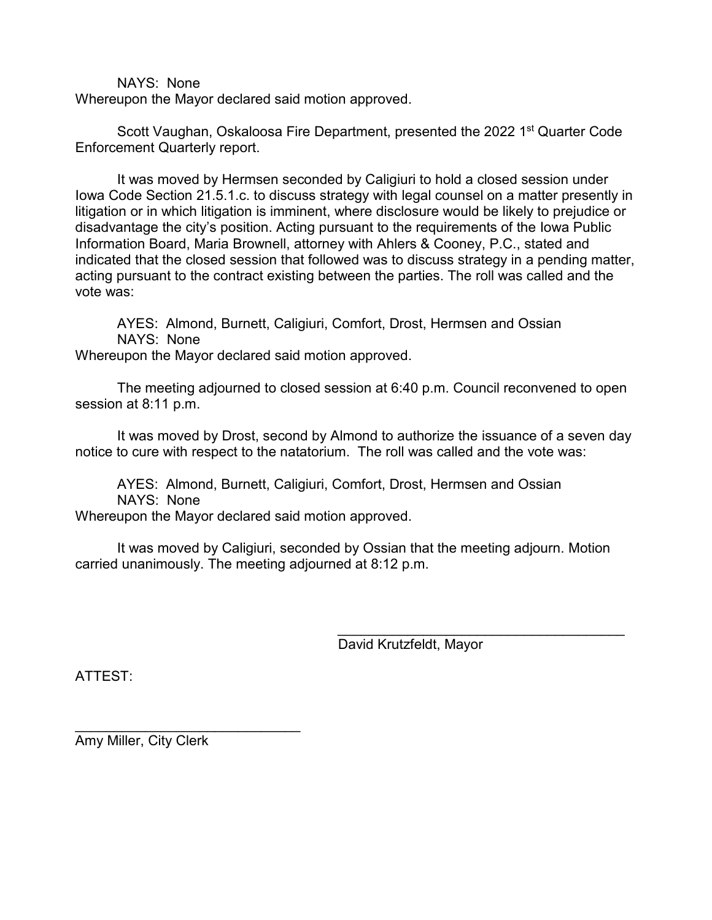NAYS: None

Whereupon the Mayor declared said motion approved.

Scott Vaughan, Oskaloosa Fire Department, presented the 2022 1st Quarter Code Enforcement Quarterly report.

It was moved by Hermsen seconded by Caligiuri to hold a closed session under Iowa Code Section 21.5.1.c. to discuss strategy with legal counsel on a matter presently in litigation or in which litigation is imminent, where disclosure would be likely to prejudice or disadvantage the city's position. Acting pursuant to the requirements of the Iowa Public Information Board, Maria Brownell, attorney with Ahlers & Cooney, P.C., stated and indicated that the closed session that followed was to discuss strategy in a pending matter, acting pursuant to the contract existing between the parties. The roll was called and the vote was:

AYES: Almond, Burnett, Caligiuri, Comfort, Drost, Hermsen and Ossian

NAYS: None

Whereupon the Mayor declared said motion approved.

The meeting adjourned to closed session at 6:40 p.m. Council reconvened to open session at 8:11 p.m.

It was moved by Drost, second by Almond to authorize the issuance of a seven day notice to cure with respect to the natatorium. The roll was called and the vote was:

AYES: Almond, Burnett, Caligiuri, Comfort, Drost, Hermsen and Ossian

NAYS: None

Whereupon the Mayor declared said motion approved.

It was moved by Caligiuri, seconded by Ossian that the meeting adjourn. Motion carried unanimously. The meeting adjourned at 8:12 p.m.

\_\_\_\_\_\_\_\_\_\_\_\_\_\_\_\_\_\_\_\_\_\_\_\_\_\_\_\_\_\_\_\_\_\_\_\_\_\_\_\_

David Krutzfeldt, Mayor

ATTEST:

\_\_\_\_\_\_\_\_\_\_\_\_\_\_\_\_\_\_\_\_\_\_\_\_\_\_\_\_\_\_\_

Amy Miller, City Clerk